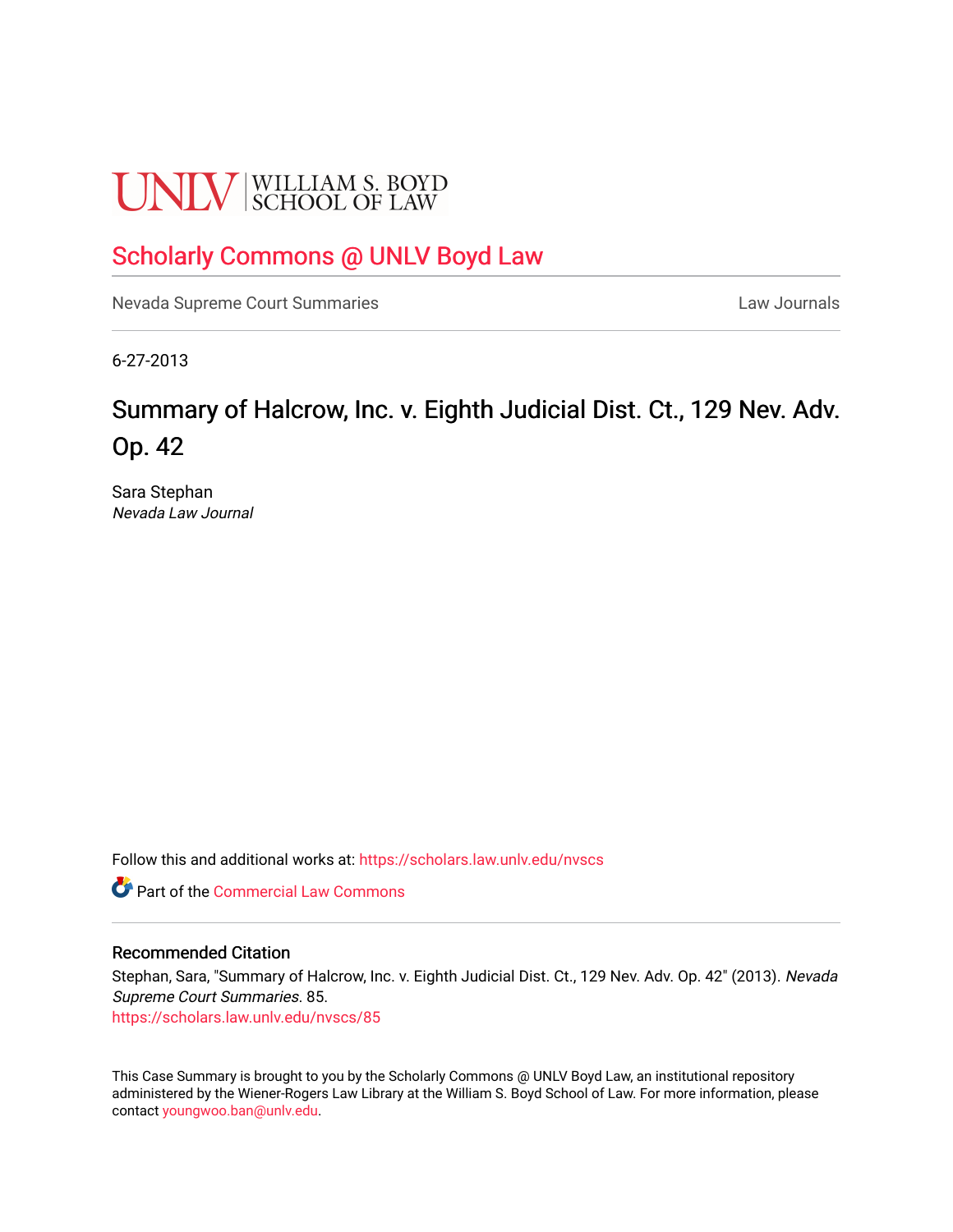UNLV | WILLIAM S. BOYD SCHOOL OF LAW

## Scholarly Commons @ UNLV Boyd Law

Nevada Supreme Court Summaries | Law Journals

6-27-2013

# Summary of Halcrow, Inc. v. Eighth Judicial Dist. Ct., 129 Nev. Adv. Op. 42

Sara Stephan
*Nevada Law Journal*

Follow this and additional works at: https://scholars.law.unlv.edu/nvscs

Part of the Commercial Law Commons

### Recommended Citation

Stephan, Sara, "Summary of Halcrow, Inc. v. Eighth Judicial Dist. Ct., 129 Nev. Adv. Op. 42" (2013). *Nevada Supreme Court Summaries*. 85.
https://scholars.law.unlv.edu/nvscs/85

This Case Summary is brought to you by the Scholarly Commons @ UNLV Boyd Law, an institutional repository administered by the Wiener-Rogers Law Library at the William S. Boyd School of Law. For more information, please contact youngwoo.ban@unlv.edu.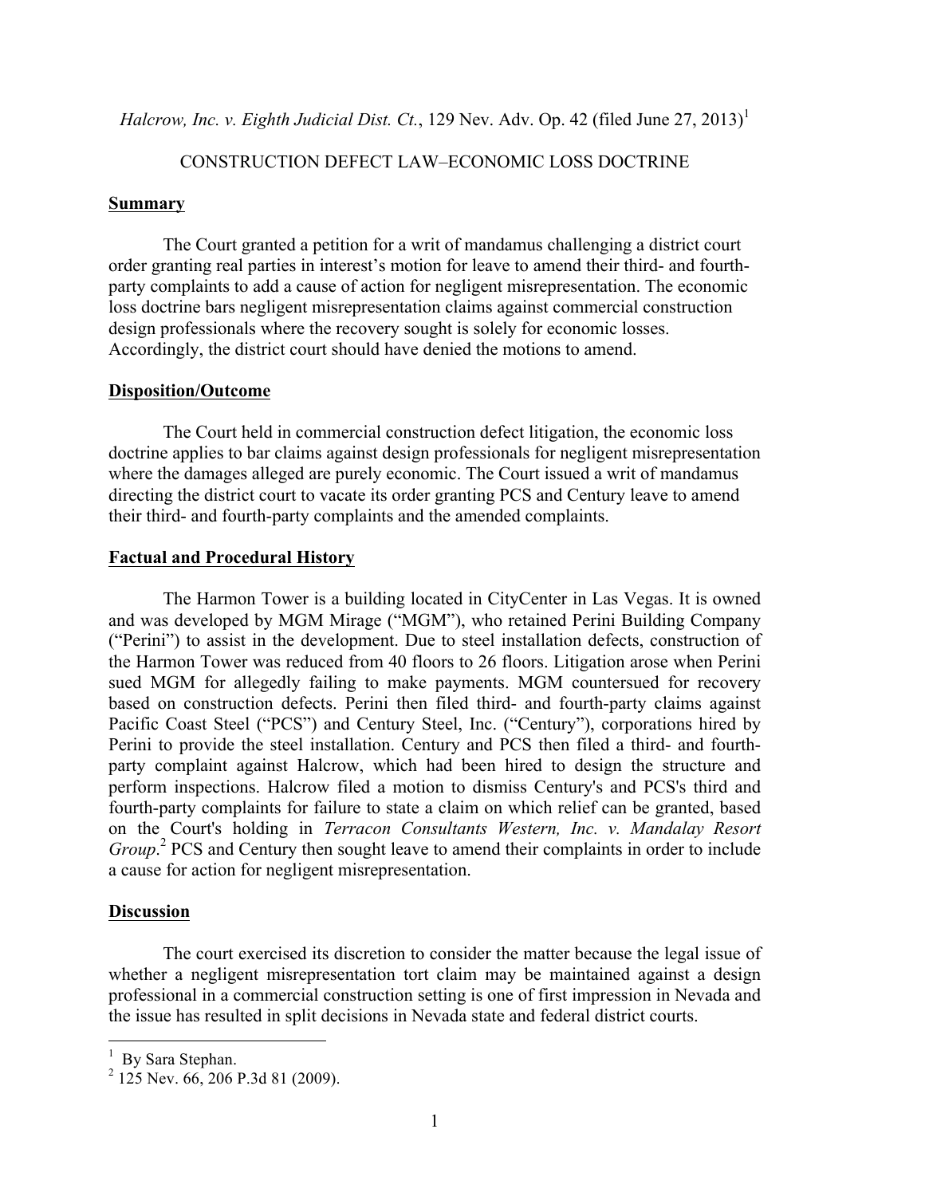*Halcrow, Inc. v. Eighth Judicial Dist. Ct.*, 129 Nev. Adv. Op. 42 (filed June 27, 2013)[1]

CONSTRUCTION DEFECT LAW–ECONOMIC LOSS DOCTRINE

## Summary

The Court granted a petition for a writ of mandamus challenging a district court order granting real parties in interest's motion for leave to amend their third- and fourth-party complaints to add a cause of action for negligent misrepresentation. The economic loss doctrine bars negligent misrepresentation claims against commercial construction design professionals where the recovery sought is solely for economic losses. Accordingly, the district court should have denied the motions to amend.

## Disposition/Outcome

The Court held in commercial construction defect litigation, the economic loss doctrine applies to bar claims against design professionals for negligent misrepresentation where the damages alleged are purely economic. The Court issued a writ of mandamus directing the district court to vacate its order granting PCS and Century leave to amend their third- and fourth-party complaints and the amended complaints.

## Factual and Procedural History

The Harmon Tower is a building located in CityCenter in Las Vegas. It is owned and was developed by MGM Mirage ("MGM"), who retained Perini Building Company ("Perini") to assist in the development. Due to steel installation defects, construction of the Harmon Tower was reduced from 40 floors to 26 floors. Litigation arose when Perini sued MGM for allegedly failing to make payments. MGM countersued for recovery based on construction defects. Perini then filed third- and fourth-party claims against Pacific Coast Steel ("PCS") and Century Steel, Inc. ("Century"), corporations hired by Perini to provide the steel installation. Century and PCS then filed a third- and fourth-party complaint against Halcrow, which had been hired to design the structure and perform inspections. Halcrow filed a motion to dismiss Century's and PCS's third and fourth-party complaints for failure to state a claim on which relief can be granted, based on the Court's holding in *Terracon Consultants Western, Inc. v. Mandalay Resort Group*.[2] PCS and Century then sought leave to amend their complaints in order to include a cause for action for negligent misrepresentation.

## Discussion

The court exercised its discretion to consider the matter because the legal issue of whether a negligent misrepresentation tort claim may be maintained against a design professional in a commercial construction setting is one of first impression in Nevada and the issue has resulted in split decisions in Nevada state and federal district courts.

---

[1] By Sara Stephan.

[2] 125 Nev. 66, 206 P.3d 81 (2009).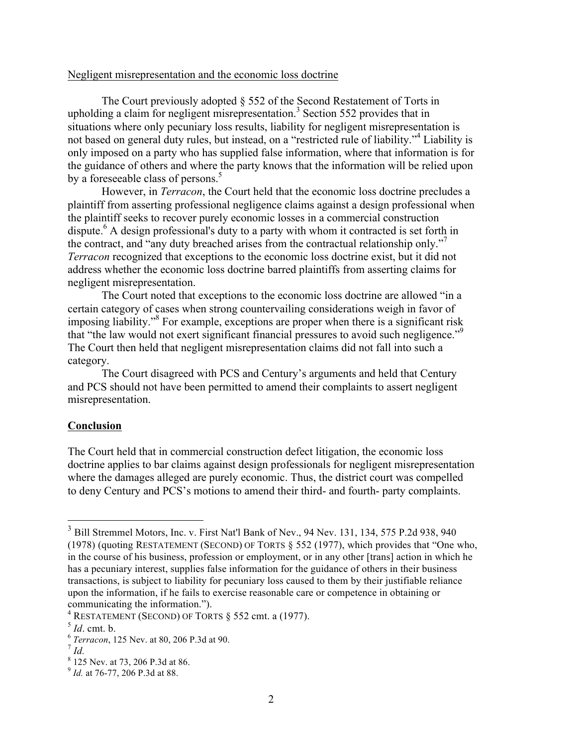Negligent misrepresentation and the economic loss doctrine

The Court previously adopted § 552 of the Second Restatement of Torts in upholding a claim for negligent misrepresentation.[3] Section 552 provides that in situations where only pecuniary loss results, liability for negligent misrepresentation is not based on general duty rules, but instead, on a "restricted rule of liability."[4] Liability is only imposed on a party who has supplied false information, where that information is for the guidance of others and where the party knows that the information will be relied upon by a foreseeable class of persons.[5]

However, in *Terracon*, the Court held that the economic loss doctrine precludes a plaintiff from asserting professional negligence claims against a design professional when the plaintiff seeks to recover purely economic losses in a commercial construction dispute.[6] A design professional's duty to a party with whom it contracted is set forth in the contract, and "any duty breached arises from the contractual relationship only."[7] *Terracon* recognized that exceptions to the economic loss doctrine exist, but it did not address whether the economic loss doctrine barred plaintiffs from asserting claims for negligent misrepresentation.

The Court noted that exceptions to the economic loss doctrine are allowed "in a certain category of cases when strong countervailing considerations weigh in favor of imposing liability."[8] For example, exceptions are proper when there is a significant risk that "the law would not exert significant financial pressures to avoid such negligence."[9] The Court then held that negligent misrepresentation claims did not fall into such a category.

The Court disagreed with PCS and Century's arguments and held that Century and PCS should not have been permitted to amend their complaints to assert negligent misrepresentation.

**Conclusion**

The Court held that in commercial construction defect litigation, the economic loss doctrine applies to bar claims against design professionals for negligent misrepresentation where the damages alleged are purely economic. Thus, the district court was compelled to deny Century and PCS's motions to amend their third- and fourth- party complaints.

---

[3] Bill Stremmel Motors, Inc. v. First Nat'l Bank of Nev., 94 Nev. 131, 134, 575 P.2d 938, 940 (1978) (quoting RESTATEMENT (SECOND) OF TORTS § 552 (1977), which provides that "One who, in the course of his business, profession or employment, or in any other [trans] action in which he has a pecuniary interest, supplies false information for the guidance of others in their business transactions, is subject to liability for pecuniary loss caused to them by their justifiable reliance upon the information, if he fails to exercise reasonable care or competence in obtaining or communicating the information.").

[4] RESTATEMENT (SECOND) OF TORTS § 552 cmt. a (1977).

[5] *Id*. cmt. b.

[6] *Terracon*, 125 Nev. at 80, 206 P.3d at 90.

[7] *Id.*

[8] 125 Nev. at 73, 206 P.3d at 86.

[9] *Id.* at 76-77, 206 P.3d at 88.